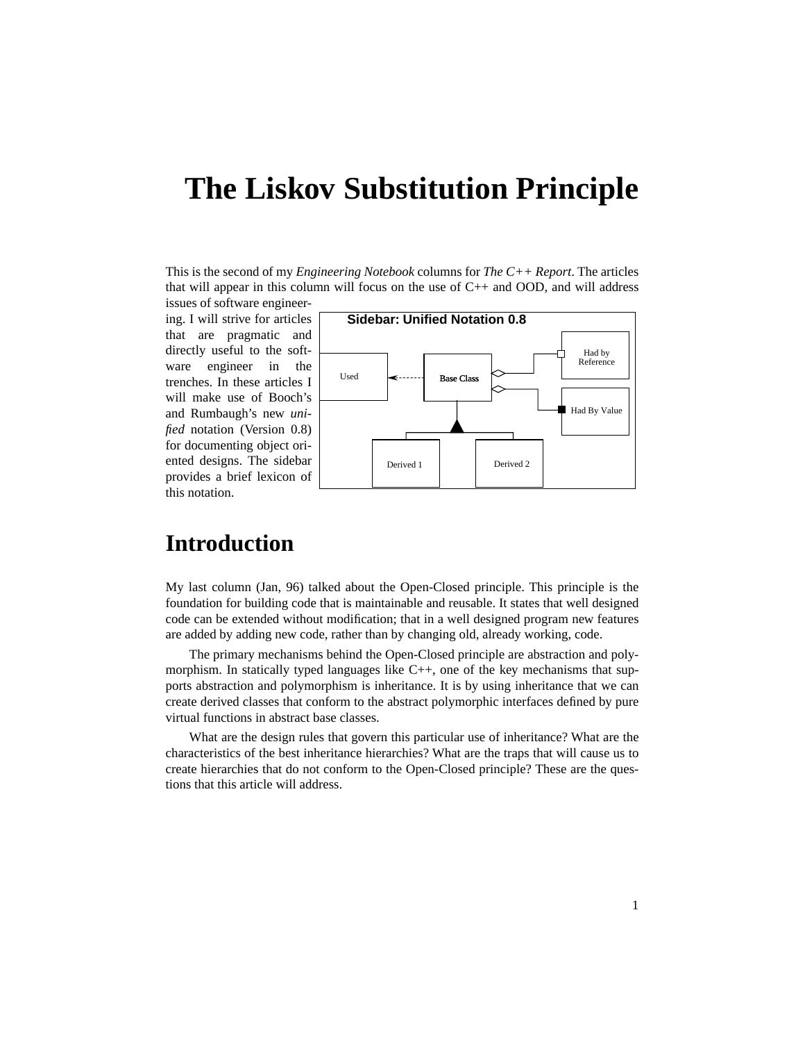# The Liskov Substitution Principle

This is the second of my *Engineering Notebook* columns for *The C++ Report*. The articles that will appear in this column will focus on the use of C++ and OOD, and will address issues of software engineering. I will strive for articles that are pragmatic and directly useful to the software engineer in the trenches. In these articles I will make use of Booch's and Rumbaugh's new *unified* notation (Version 0.8) for documenting object oriented designs. The sidebar provides a brief lexicon of this notation.

**Sidebar: Unified Notation 0.8**

Used — Base Class — Had by Reference — Had By Value — Derived 1 — Derived 2

## Introduction

My last column (Jan, 96) talked about the Open-Closed principle. This principle is the foundation for building code that is maintainable and reusable. It states that well designed code can be extended without modification; that in a well designed program new features are added by adding new code, rather than by changing old, already working, code.

The primary mechanisms behind the Open-Closed principle are abstraction and polymorphism. In statically typed languages like C++, one of the key mechanisms that supports abstraction and polymorphism is inheritance. It is by using inheritance that we can create derived classes that conform to the abstract polymorphic interfaces defined by pure virtual functions in abstract base classes.

What are the design rules that govern this particular use of inheritance? What are the characteristics of the best inheritance hierarchies? What are the traps that will cause us to create hierarchies that do not conform to the Open-Closed principle? These are the questions that this article will address.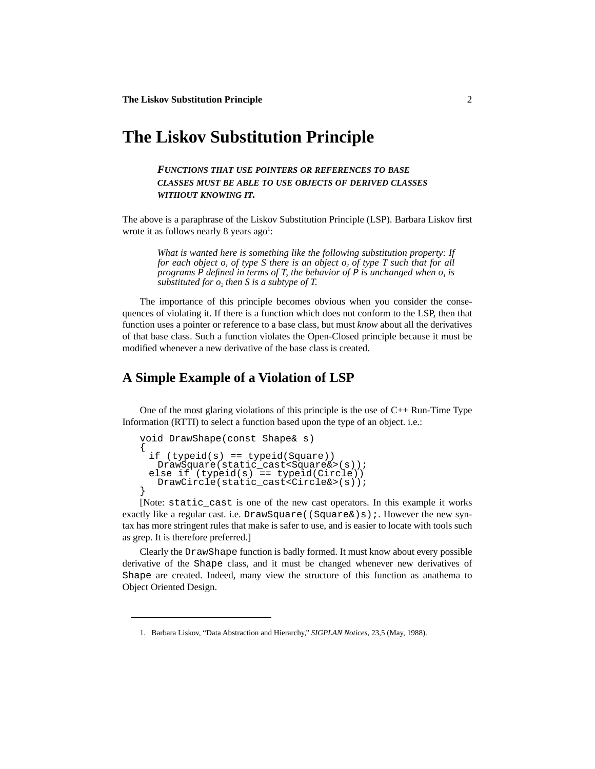# The Liskov Substitution Principle

> ***FUNCTIONS THAT USE POINTERS OR REFERENCES TO BASE CLASSES MUST BE ABLE TO USE OBJECTS OF DERIVED CLASSES WITHOUT KNOWING IT.***

The above is a paraphrase of the Liskov Substitution Principle (LSP). Barbara Liskov first wrote it as follows nearly 8 years ago[1]:

> *What is wanted here is something like the following substitution property: If for each object $o_1$ of type S there is an object $o_2$ of type T such that for all programs P defined in terms of T, the behavior of P is unchanged when $o_1$ is substituted for $o_2$ then S is a subtype of T.*

The importance of this principle becomes obvious when you consider the consequences of violating it. If there is a function which does not conform to the LSP, then that function uses a pointer or reference to a base class, but must *know* about all the derivatives of that base class. Such a function violates the Open-Closed principle because it must be modified whenever a new derivative of the base class is created.

## A Simple Example of a Violation of LSP

One of the most glaring violations of this principle is the use of C++ Run-Time Type Information (RTTI) to select a function based upon the type of an object. i.e.:

```
void DrawShape(const Shape& s)
{
  if (typeid(s) == typeid(Square))
    DrawSquare(static_cast<Square&>(s));
  else if (typeid(s) == typeid(Circle))
    DrawCircle(static_cast<Circle&>(s));
}
```

[Note: `static_cast` is one of the new cast operators. In this example it works exactly like a regular cast. i.e. `DrawSquare((Square&)s);`. However the new syntax has more stringent rules that make is safer to use, and is easier to locate with tools such as grep. It is therefore preferred.]

Clearly the `DrawShape` function is badly formed. It must know about every possible derivative of the `Shape` class, and it must be changed whenever new derivatives of `Shape` are created. Indeed, many view the structure of this function as anathema to Object Oriented Design.

1. Barbara Liskov, "Data Abstraction and Hierarchy," *SIGPLAN Notices*, 23,5 (May, 1988).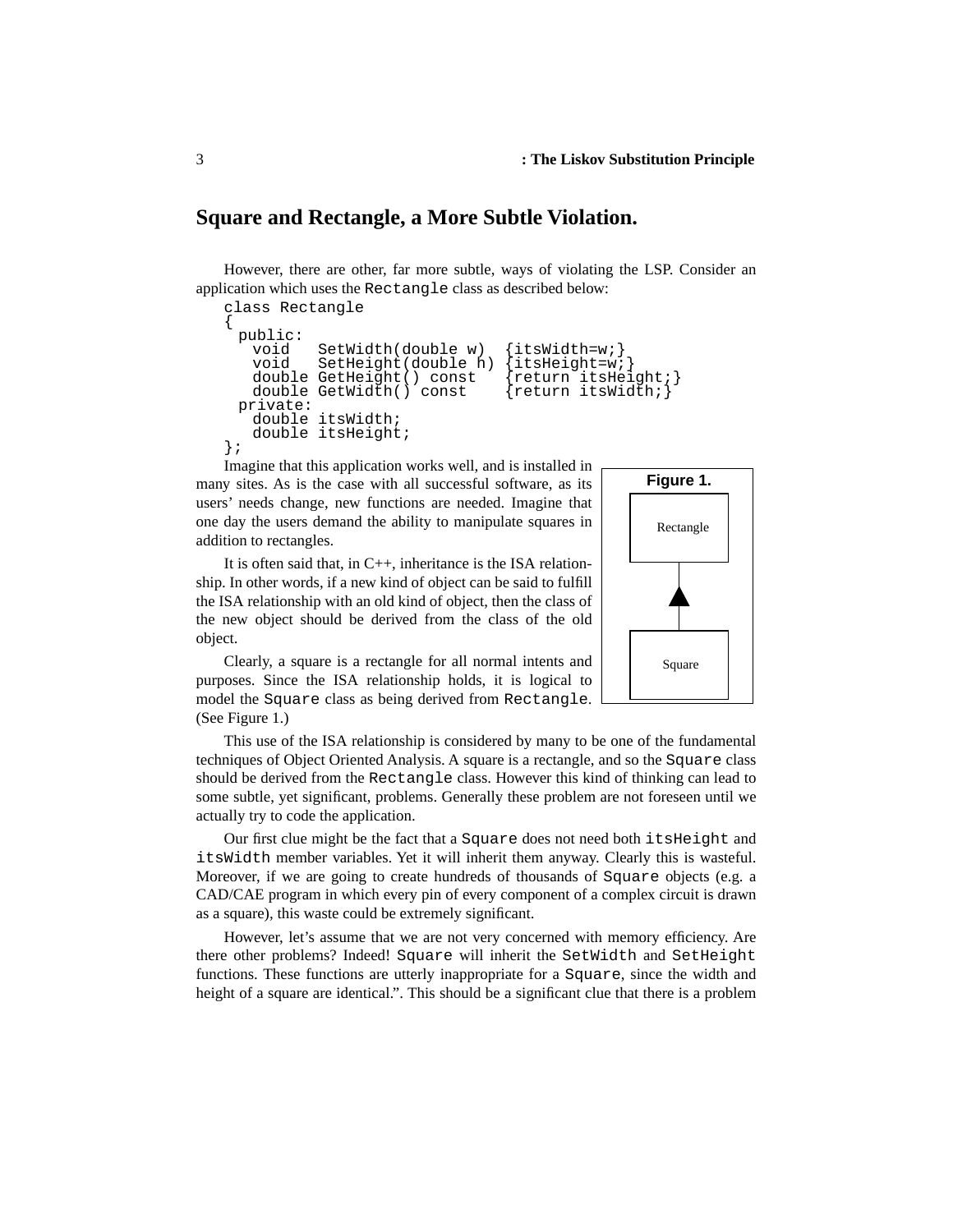## Square and Rectangle, a More Subtle Violation.

However, there are other, far more subtle, ways of violating the LSP. Consider an application which uses the `Rectangle` class as described below:

```
class Rectangle
{
  public:
    void   SetWidth(double w)  {itsWidth=w;}
    void   SetHeight(double h) {itsHeight=w;}
    double GetHeight() const   {return itsHeight;}
    double GetWidth() const    {return itsWidth;}
  private:
    double itsWidth;
    double itsHeight;
};
```

Imagine that this application works well, and is installed in many sites. As is the case with all successful software, as its users' needs change, new functions are needed. Imagine that one day the users demand the ability to manipulate squares in addition to rectangles.

It is often said that, in C++, inheritance is the ISA relationship. In other words, if a new kind of object can be said to fulfill the ISA relationship with an old kind of object, then the class of the new object should be derived from the class of the old object.

Clearly, a square is a rectangle for all normal intents and purposes. Since the ISA relationship holds, it is logical to model the `Square` class as being derived from `Rectangle`. (See Figure 1.)

**Figure 1.**

Rectangle

Square

This use of the ISA relationship is considered by many to be one of the fundamental techniques of Object Oriented Analysis. A square is a rectangle, and so the `Square` class should be derived from the `Rectangle` class. However this kind of thinking can lead to some subtle, yet significant, problems. Generally these problem are not foreseen until we actually try to code the application.

Our first clue might be the fact that a `Square` does not need both `itsHeight` and `itsWidth` member variables. Yet it will inherit them anyway. Clearly this is wasteful. Moreover, if we are going to create hundreds of thousands of `Square` objects (e.g. a CAD/CAE program in which every pin of every component of a complex circuit is drawn as a square), this waste could be extremely significant.

However, let's assume that we are not very concerned with memory efficiency. Are there other problems? Indeed! `Square` will inherit the `SetWidth` and `SetHeight` functions. These functions are utterly inappropriate for a `Square`, since the width and height of a square are identical.". This should be a significant clue that there is a problem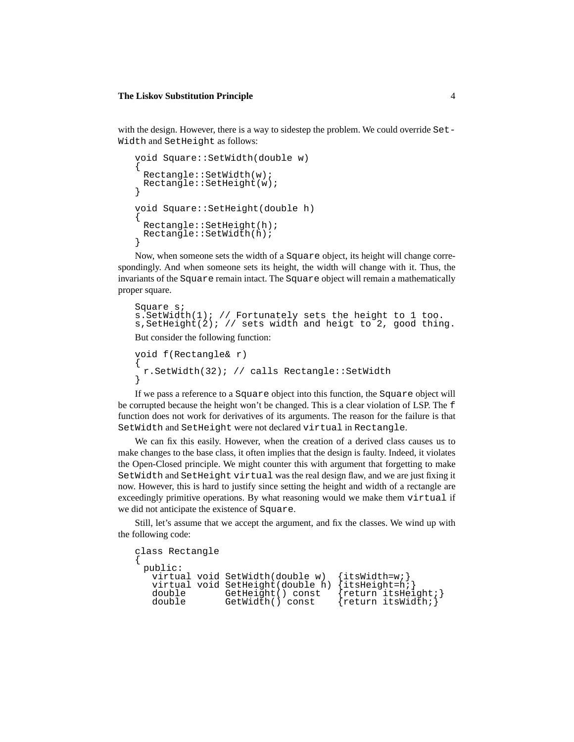with the design. However, there is a way to sidestep the problem. We could override `SetWidth` and `SetHeight` as follows:

```
void Square::SetWidth(double w)
{
  Rectangle::SetWidth(w);
  Rectangle::SetHeight(w);
}

void Square::SetHeight(double h)
{
  Rectangle::SetHeight(h);
  Rectangle::SetWidth(h);
}
```

Now, when someone sets the width of a `Square` object, its height will change correspondingly. And when someone sets its height, the width will change with it. Thus, the invariants of the `Square` remain intact. The `Square` object will remain a mathematically proper square.

```
Square s;
s.SetWidth(1); // Fortunately sets the height to 1 too.
s,SetHeight(2); // sets width and heigt to 2, good thing.
```

But consider the following function:

```
void f(Rectangle& r)
{
  r.SetWidth(32); // calls Rectangle::SetWidth
}
```

If we pass a reference to a `Square` object into this function, the `Square` object will be corrupted because the height won't be changed. This is a clear violation of LSP. The `f` function does not work for derivatives of its arguments. The reason for the failure is that `SetWidth` and `SetHeight` were not declared `virtual` in `Rectangle`.

We can fix this easily. However, when the creation of a derived class causes us to make changes to the base class, it often implies that the design is faulty. Indeed, it violates the Open-Closed principle. We might counter this with argument that forgetting to make `SetWidth` and `SetHeight` `virtual` was the real design flaw, and we are just fixing it now. However, this is hard to justify since setting the height and width of a rectangle are exceedingly primitive operations. By what reasoning would we make them `virtual` if we did not anticipate the existence of `Square`.

Still, let's assume that we accept the argument, and fix the classes. We wind up with the following code:

```
class Rectangle
{
  public:
    virtual void SetWidth(double w)  {itsWidth=w;}
    virtual void SetHeight(double h) {itsHeight=h;}
    double       GetHeight() const   {return itsHeight;}
    double       GetWidth() const    {return itsWidth;}
```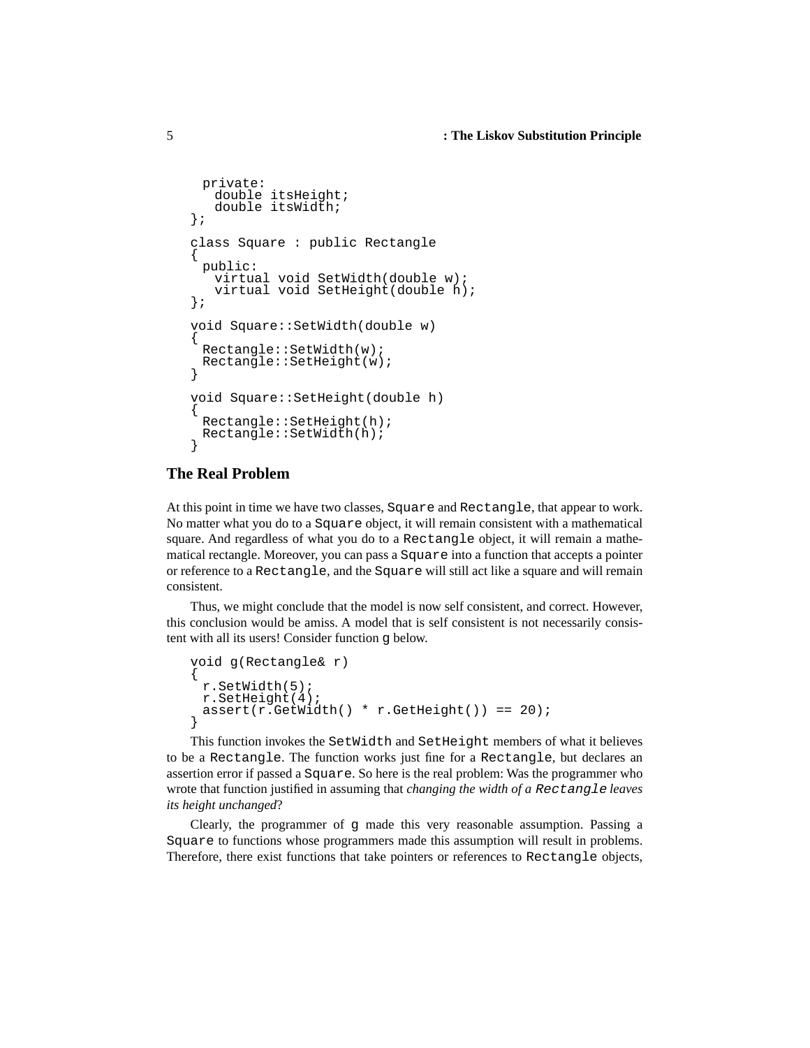```
  private:
    double itsHeight;
    double itsWidth;
};

class Square : public Rectangle
{
  public:
    virtual void SetWidth(double w);
    virtual void SetHeight(double h);
};

void Square::SetWidth(double w)
{
  Rectangle::SetWidth(w);
  Rectangle::SetHeight(w);
}

void Square::SetHeight(double h)
{
  Rectangle::SetHeight(h);
  Rectangle::SetWidth(h);
}
```

## The Real Problem

At this point in time we have two classes, `Square` and `Rectangle`, that appear to work. No matter what you do to a `Square` object, it will remain consistent with a mathematical square. And regardless of what you do to a `Rectangle` object, it will remain a mathematical rectangle. Moreover, you can pass a `Square` into a function that accepts a pointer or reference to a `Rectangle`, and the `Square` will still act like a square and will remain consistent.

Thus, we might conclude that the model is now self consistent, and correct. However, this conclusion would be amiss. A model that is self consistent is not necessarily consistent with all its users! Consider function `g` below.

```
void g(Rectangle& r)
{
  r.SetWidth(5);
  r.SetHeight(4);
  assert(r.GetWidth() * r.GetHeight()) == 20);
}
```

This function invokes the `SetWidth` and `SetHeight` members of what it believes to be a `Rectangle`. The function works just fine for a `Rectangle`, but declares an assertion error if passed a `Square`. So here is the real problem: Was the programmer who wrote that function justified in assuming that *changing the width of a* `Rectangle` *leaves its height unchanged*?

Clearly, the programmer of `g` made this very reasonable assumption. Passing a `Square` to functions whose programmers made this assumption will result in problems. Therefore, there exist functions that take pointers or references to `Rectangle` objects,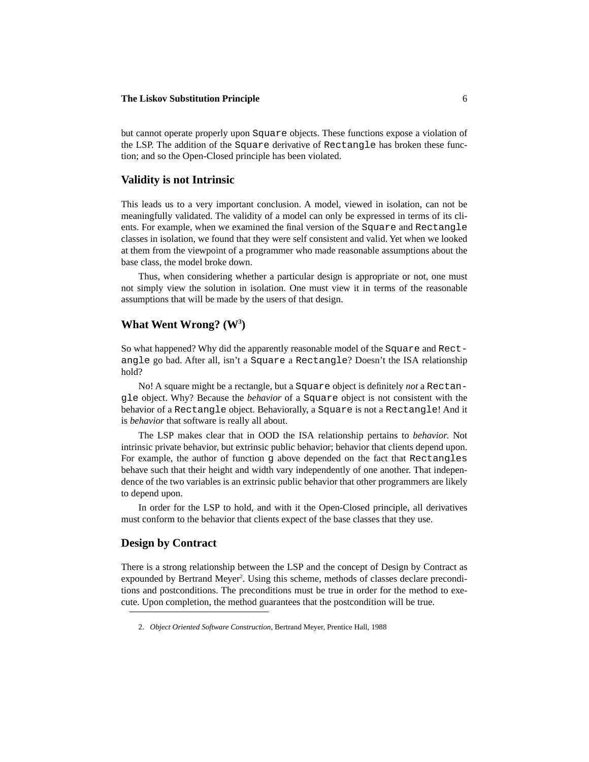but cannot operate properly upon `Square` objects. These functions expose a violation of the LSP. The addition of the `Square` derivative of `Rectangle` has broken these functions; and so the Open-Closed principle has been violated.

## Validity is not Intrinsic

This leads us to a very important conclusion. A model, viewed in isolation, can not be meaningfully validated. The validity of a model can only be expressed in terms of its clients. For example, when we examined the final version of the `Square` and `Rectangle` classes in isolation, we found that they were self consistent and valid. Yet when we looked at them from the viewpoint of a programmer who made reasonable assumptions about the base class, the model broke down.

Thus, when considering whether a particular design is appropriate or not, one must not simply view the solution in isolation. One must view it in terms of the reasonable assumptions that will be made by the users of that design.

## What Went Wrong? ($W^3$)

So what happened? Why did the apparently reasonable model of the `Square` and `Rectangle` go bad. After all, isn't a `Square` a `Rectangle`? Doesn't the ISA relationship hold?

No! A square might be a rectangle, but a `Square` object is definitely *not* a `Rectangle` object. Why? Because the *behavior* of a `Square` object is not consistent with the behavior of a `Rectangle` object. Behaviorally, a `Square` is not a `Rectangle`! And it is *behavior* that software is really all about.

The LSP makes clear that in OOD the ISA relationship pertains to *behavior.* Not intrinsic private behavior, but extrinsic public behavior; behavior that clients depend upon. For example, the author of function `g` above depended on the fact that `Rectangles` behave such that their height and width vary independently of one another. That independence of the two variables is an extrinsic public behavior that other programmers are likely to depend upon.

In order for the LSP to hold, and with it the Open-Closed principle, all derivatives must conform to the behavior that clients expect of the base classes that they use.

## Design by Contract

There is a strong relationship between the LSP and the concept of Design by Contract as expounded by Bertrand Meyer[2]. Using this scheme, methods of classes declare preconditions and postconditions. The preconditions must be true in order for the method to execute. Upon completion, the method guarantees that the postcondition will be true.

2. *Object Oriented Software Construction*, Bertrand Meyer, Prentice Hall, 1988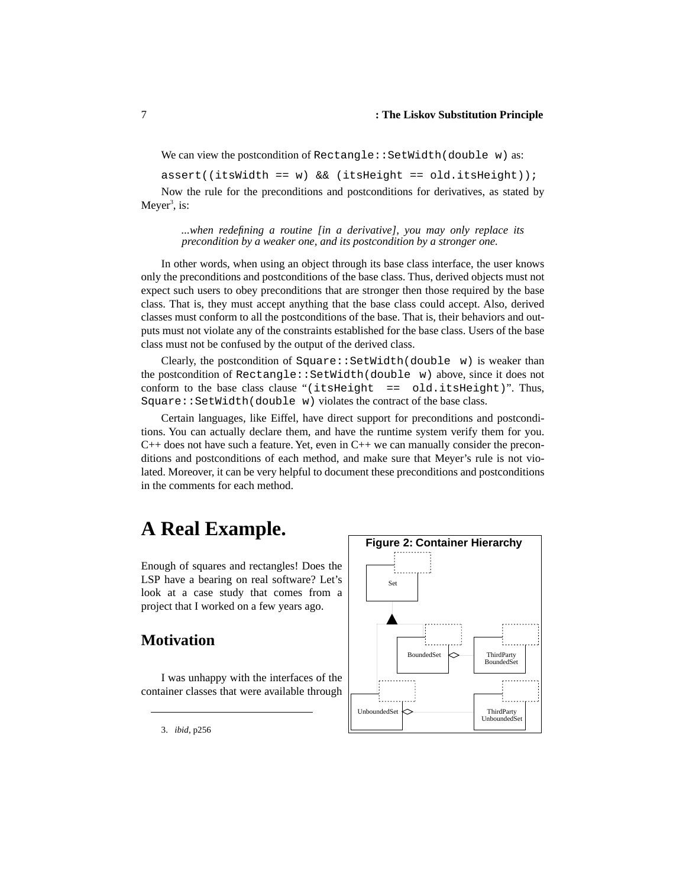We can view the postcondition of `Rectangle::SetWidth(double w)` as:

```
assert((itsWidth == w) && (itsHeight == old.itsHeight));
```

Now the rule for the preconditions and postconditions for derivatives, as stated by Meyer[3], is:

> *...when redefining a routine [in a derivative], you may only replace its precondition by a weaker one, and its postcondition by a stronger one.*

In other words, when using an object through its base class interface, the user knows only the preconditions and postconditions of the base class. Thus, derived objects must not expect such users to obey preconditions that are stronger then those required by the base class. That is, they must accept anything that the base class could accept. Also, derived classes must conform to all the postconditions of the base. That is, their behaviors and outputs must not violate any of the constraints established for the base class. Users of the base class must not be confused by the output of the derived class.

Clearly, the postcondition of `Square::SetWidth(double w)` is weaker than the postcondition of `Rectangle::SetWidth(double w)` above, since it does not conform to the base class clause "`(itsHeight == old.itsHeight)`". Thus, `Square::SetWidth(double w)` violates the contract of the base class.

Certain languages, like Eiffel, have direct support for preconditions and postconditions. You can actually declare them, and have the runtime system verify them for you. C++ does not have such a feature. Yet, even in C++ we can manually consider the preconditions and postconditions of each method, and make sure that Meyer's rule is not violated. Moreover, it can be very helpful to document these preconditions and postconditions in the comments for each method.

# A Real Example.

Enough of squares and rectangles! Does the LSP have a bearing on real software? Let's look at a case study that comes from a project that I worked on a few years ago.

**Figure 2: Container Hierarchy**

Set

BoundedSet

ThirdParty BoundedSet

UnboundedSet

ThirdParty UnboundedSet

## Motivation

I was unhappy with the interfaces of the container classes that were available through

3. *ibid*, p256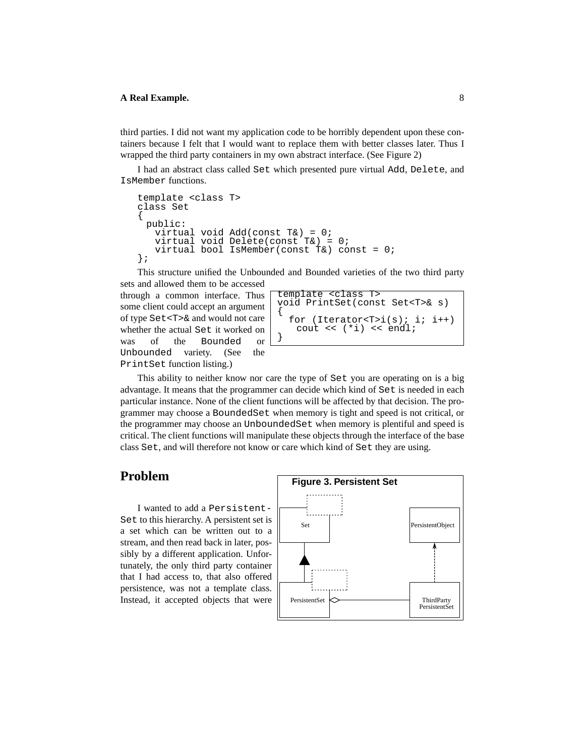third parties. I did not want my application code to be horribly dependent upon these containers because I felt that I would want to replace them with better classes later. Thus I wrapped the third party containers in my own abstract interface. (See Figure 2)

I had an abstract class called `Set` which presented pure virtual `Add`, `Delete`, and `IsMember` functions.

```
template <class T>
class Set
{
  public:
    virtual void Add(const T&) = 0;
    virtual void Delete(const T&) = 0;
    virtual bool IsMember(const T&) const = 0;
};
```

This structure unified the Unbounded and Bounded varieties of the two third party sets and allowed them to be accessed through a common interface. Thus some client could accept an argument of type `Set<T>&` and would not care whether the actual `Set` it worked on was of the `Bounded` or `Unbounded` variety. (See the `PrintSet` function listing.)

```
template <class T>
void PrintSet(const Set<T>& s)
{
  for (Iterator<T>i(s); i; i++)
    cout << (*i) << endl;
}
```

This ability to neither know nor care the type of `Set` you are operating on is a big advantage. It means that the programmer can decide which kind of `Set` is needed in each particular instance. None of the client functions will be affected by that decision. The programmer may choose a `BoundedSet` when memory is tight and speed is not critical, or the programmer may choose an `UnboundedSet` when memory is plentiful and speed is critical. The client functions will manipulate these objects through the interface of the base class `Set`, and will therefore not know or care which kind of `Set` they are using.

## Problem

I wanted to add a `PersistentSet` to this hierarchy. A persistent set is a set which can be written out to a stream, and then read back in later, possibly by a different application. Unfortunately, the only third party container that I had access to, that also offered persistence, was not a template class. Instead, it accepted objects that were

**Figure 3. Persistent Set**

Set, PersistentObject, PersistentSet, ThirdParty PersistentSet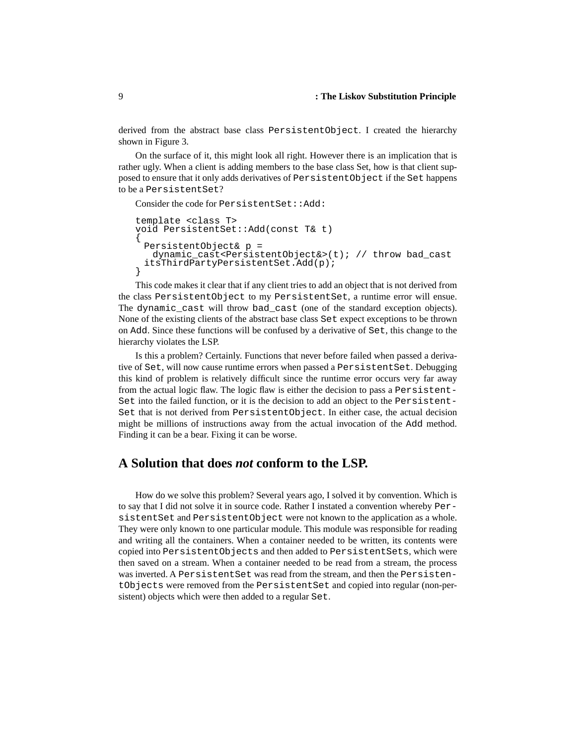derived from the abstract base class PersistentObject. I created the hierarchy shown in Figure 3.

On the surface of it, this might look all right. However there is an implication that is rather ugly. When a client is adding members to the base class Set, how is that client supposed to ensure that it only adds derivatives of PersistentObject if the Set happens to be a PersistentSet?

Consider the code for PersistentSet::Add:

```
template <class T>
void PersistentSet::Add(const T& t)
{
  PersistentObject& p =
    dynamic_cast<PersistentObject&>(t); // throw bad_cast
  itsThirdPartyPersistentSet.Add(p);
}
```

This code makes it clear that if any client tries to add an object that is not derived from the class PersistentObject to my PersistentSet, a runtime error will ensue. The dynamic_cast will throw bad_cast (one of the standard exception objects). None of the existing clients of the abstract base class Set expect exceptions to be thrown on Add. Since these functions will be confused by a derivative of Set, this change to the hierarchy violates the LSP.

Is this a problem? Certainly. Functions that never before failed when passed a derivative of Set, will now cause runtime errors when passed a PersistentSet. Debugging this kind of problem is relatively difficult since the runtime error occurs very far away from the actual logic flaw. The logic flaw is either the decision to pass a PersistentSet into the failed function, or it is the decision to add an object to the PersistentSet that is not derived from PersistentObject. In either case, the actual decision might be millions of instructions away from the actual invocation of the Add method. Finding it can be a bear. Fixing it can be worse.

## A Solution that does *not* conform to the LSP.

How do we solve this problem? Several years ago, I solved it by convention. Which is to say that I did not solve it in source code. Rather I instated a convention whereby PersistentSet and PersistentObject were not known to the application as a whole. They were only known to one particular module. This module was responsible for reading and writing all the containers. When a container needed to be written, its contents were copied into PersistentObjects and then added to PersistentSets, which were then saved on a stream. When a container needed to be read from a stream, the process was inverted. A PersistentSet was read from the stream, and then the PersistentObjects were removed from the PersistentSet and copied into regular (non-persistent) objects which were then added to a regular Set.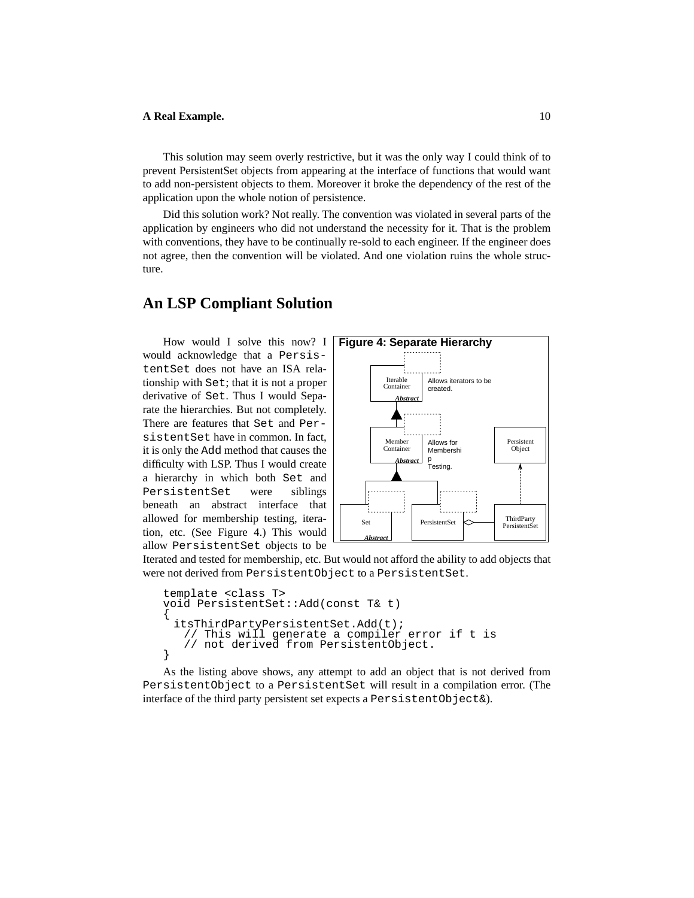This solution may seem overly restrictive, but it was the only way I could think of to prevent PersistentSet objects from appearing at the interface of functions that would want to add non-persistent objects to them. Moreover it broke the dependency of the rest of the application upon the whole notion of persistence.

Did this solution work? Not really. The convention was violated in several parts of the application by engineers who did not understand the necessity for it. That is the problem with conventions, they have to be continually re-sold to each engineer. If the engineer does not agree, then the convention will be violated. And one violation ruins the whole structure.

## An LSP Compliant Solution

How would I solve this now? I would acknowledge that a `PersistentSet` does not have an ISA relationship with `Set`; that it is not a proper derivative of `Set`. Thus I would Separate the hierarchies. But not completely. There are features that `Set` and `PersistentSet` have in common. In fact, it is only the `Add` method that causes the difficulty with LSP. Thus I would create a hierarchy in which both `Set` and `PersistentSet` were siblings beneath an abstract interface that allowed for membership testing, iteration, etc. (See Figure 4.) This would allow `PersistentSet` objects to be Iterated and tested for membership, etc. But would not afford the ability to add objects that were not derived from `PersistentObject` to a `PersistentSet`.

**Figure 4: Separate Hierarchy**

```
template <class T>
void PersistentSet::Add(const T& t)
{
  itsThirdPartyPersistentSet.Add(t);
    // This will generate a compiler error if t is
    // not derived from PersistentObject.
}
```

As the listing above shows, any attempt to add an object that is not derived from `PersistentObject` to a `PersistentSet` will result in a compilation error. (The interface of the third party persistent set expects a `PersistentObject&`).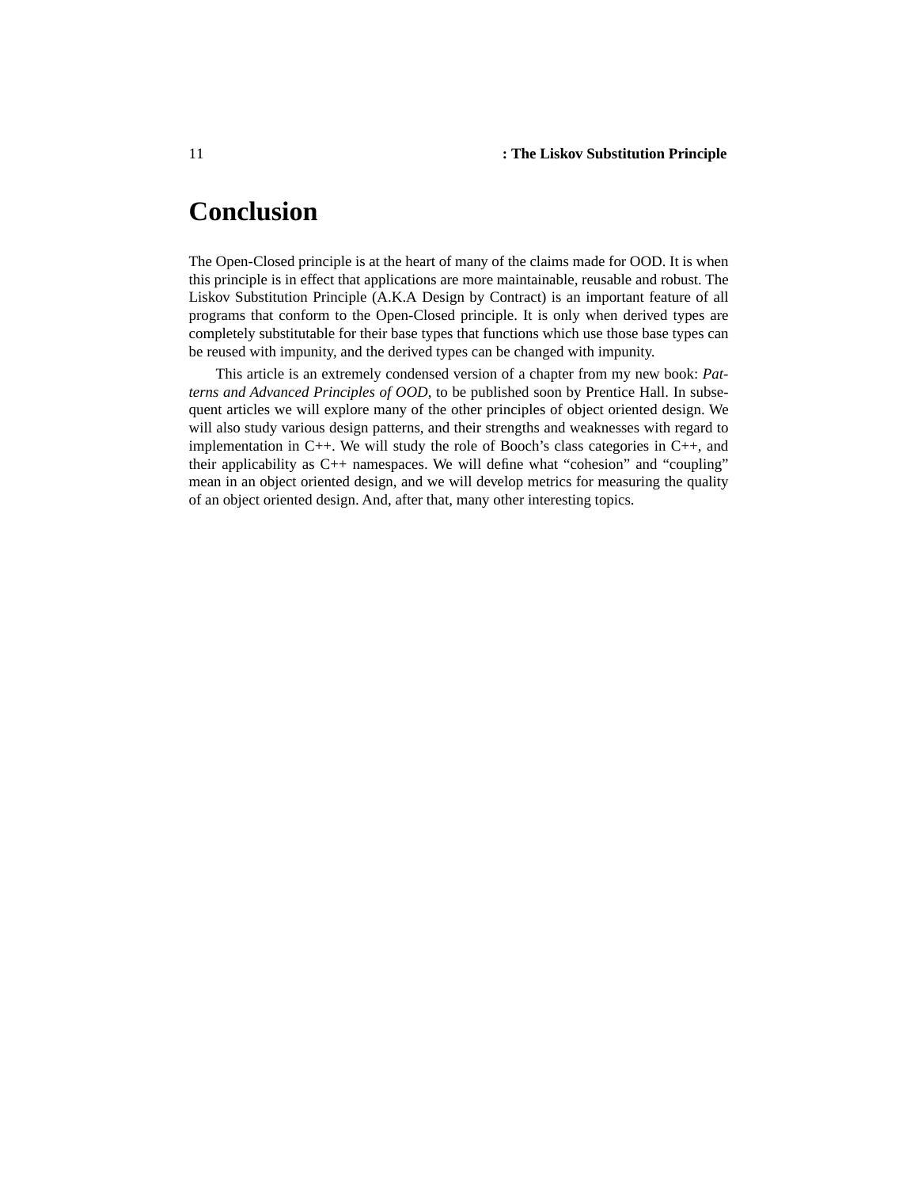# Conclusion

The Open-Closed principle is at the heart of many of the claims made for OOD. It is when this principle is in effect that applications are more maintainable, reusable and robust. The Liskov Substitution Principle (A.K.A Design by Contract) is an important feature of all programs that conform to the Open-Closed principle. It is only when derived types are completely substitutable for their base types that functions which use those base types can be reused with impunity, and the derived types can be changed with impunity.

This article is an extremely condensed version of a chapter from my new book: *Patterns and Advanced Principles of OOD*, to be published soon by Prentice Hall. In subsequent articles we will explore many of the other principles of object oriented design. We will also study various design patterns, and their strengths and weaknesses with regard to implementation in C++. We will study the role of Booch's class categories in C++, and their applicability as C++ namespaces. We will define what "cohesion" and "coupling" mean in an object oriented design, and we will develop metrics for measuring the quality of an object oriented design. And, after that, many other interesting topics.